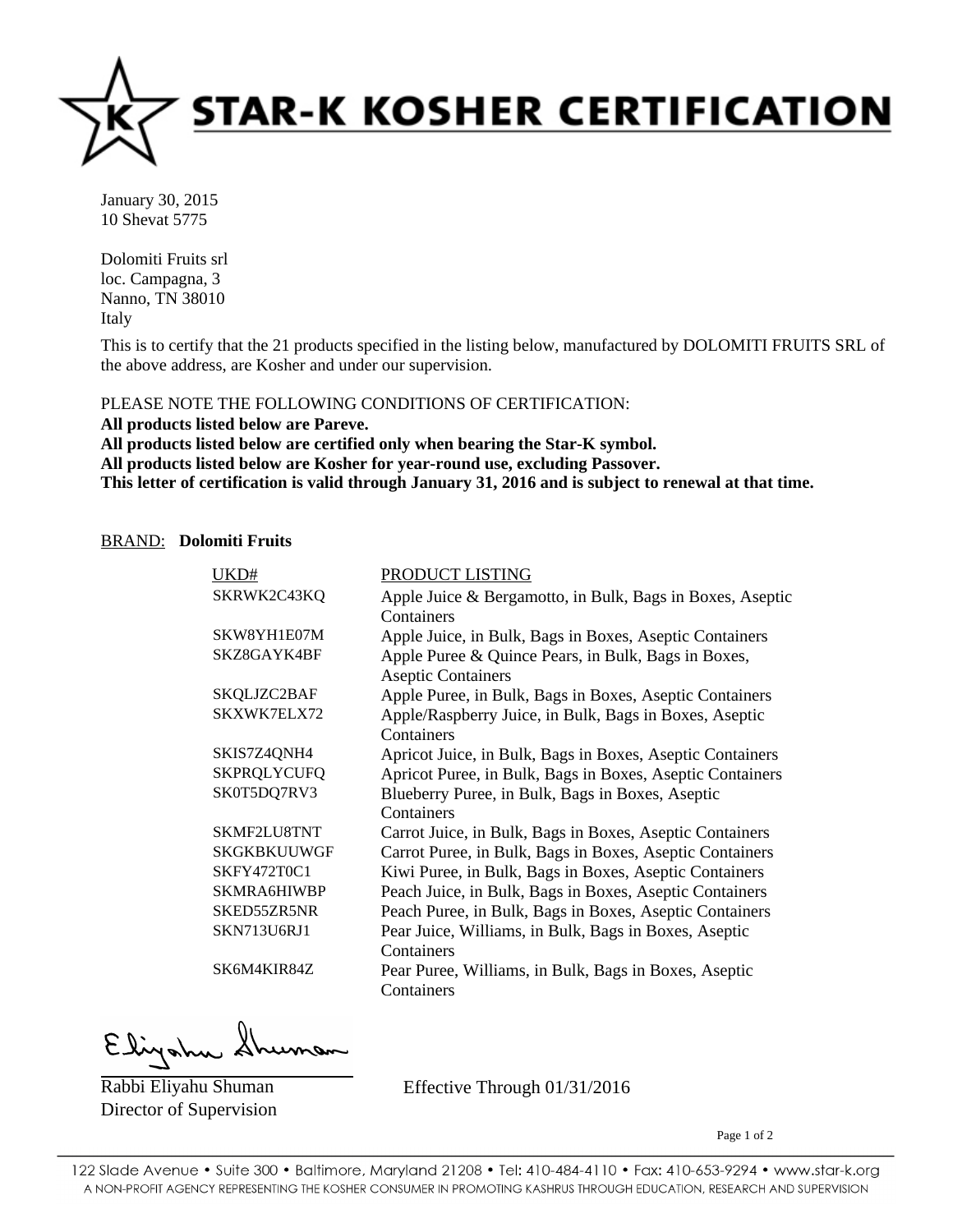# STAR-K KOSHER CERTIFICATION

January 30, 2015
10 Shevat 5775

Dolomiti Fruits srl
loc. Campagna, 3
Nanno, TN 38010
Italy

This is to certify that the 21 products specified in the listing below, manufactured by DOLOMITI FRUITS SRL of the above address, are Kosher and under our supervision.

PLEASE NOTE THE FOLLOWING CONDITIONS OF CERTIFICATION:
**All products listed below are Pareve.**
**All products listed below are certified only when bearing the Star-K symbol.**
**All products listed below are Kosher for year-round use, excluding Passover.**
**This letter of certification is valid through January 31, 2016 and is subject to renewal at that time.**

BRAND: **Dolomiti Fruits**

| UKD# | PRODUCT LISTING |
|---|---|
| SKRWK2C43KQ | Apple Juice & Bergamotto, in Bulk, Bags in Boxes, Aseptic Containers |
| SKW8YH1E07M | Apple Juice, in Bulk, Bags in Boxes, Aseptic Containers |
| SKZ8GAYK4BF | Apple Puree & Quince Pears, in Bulk, Bags in Boxes, Aseptic Containers |
| SKQLJZC2BAF | Apple Puree, in Bulk, Bags in Boxes, Aseptic Containers |
| SKXWK7ELX72 | Apple/Raspberry Juice, in Bulk, Bags in Boxes, Aseptic Containers |
| SKIS7Z4QNH4 | Apricot Juice, in Bulk, Bags in Boxes, Aseptic Containers |
| SKPRQLYCUFQ | Apricot Puree, in Bulk, Bags in Boxes, Aseptic Containers |
| SK0T5DQ7RV3 | Blueberry Puree, in Bulk, Bags in Boxes, Aseptic Containers |
| SKMF2LU8TNT | Carrot Juice, in Bulk, Bags in Boxes, Aseptic Containers |
| SKGKBKUUWGF | Carrot Puree, in Bulk, Bags in Boxes, Aseptic Containers |
| SKFY472T0C1 | Kiwi Puree, in Bulk, Bags in Boxes, Aseptic Containers |
| SKMRA6HIWBP | Peach Juice, in Bulk, Bags in Boxes, Aseptic Containers |
| SKED55ZR5NR | Peach Puree, in Bulk, Bags in Boxes, Aseptic Containers |
| SKN713U6RJ1 | Pear Juice, Williams, in Bulk, Bags in Boxes, Aseptic Containers |
| SK6M4KIR84Z | Pear Puree, Williams, in Bulk, Bags in Boxes, Aseptic Containers |

Rabbi Eliyahu Shuman
Director of Supervision

Effective Through 01/31/2016

122 Slade Avenue • Suite 300 • Baltimore, Maryland 21208 • Tel: 410-484-4110 • Fax: 410-653-9294 • www.star-k.org
A NON-PROFIT AGENCY REPRESENTING THE KOSHER CONSUMER IN PROMOTING KASHRUS THROUGH EDUCATION, RESEARCH AND SUPERVISION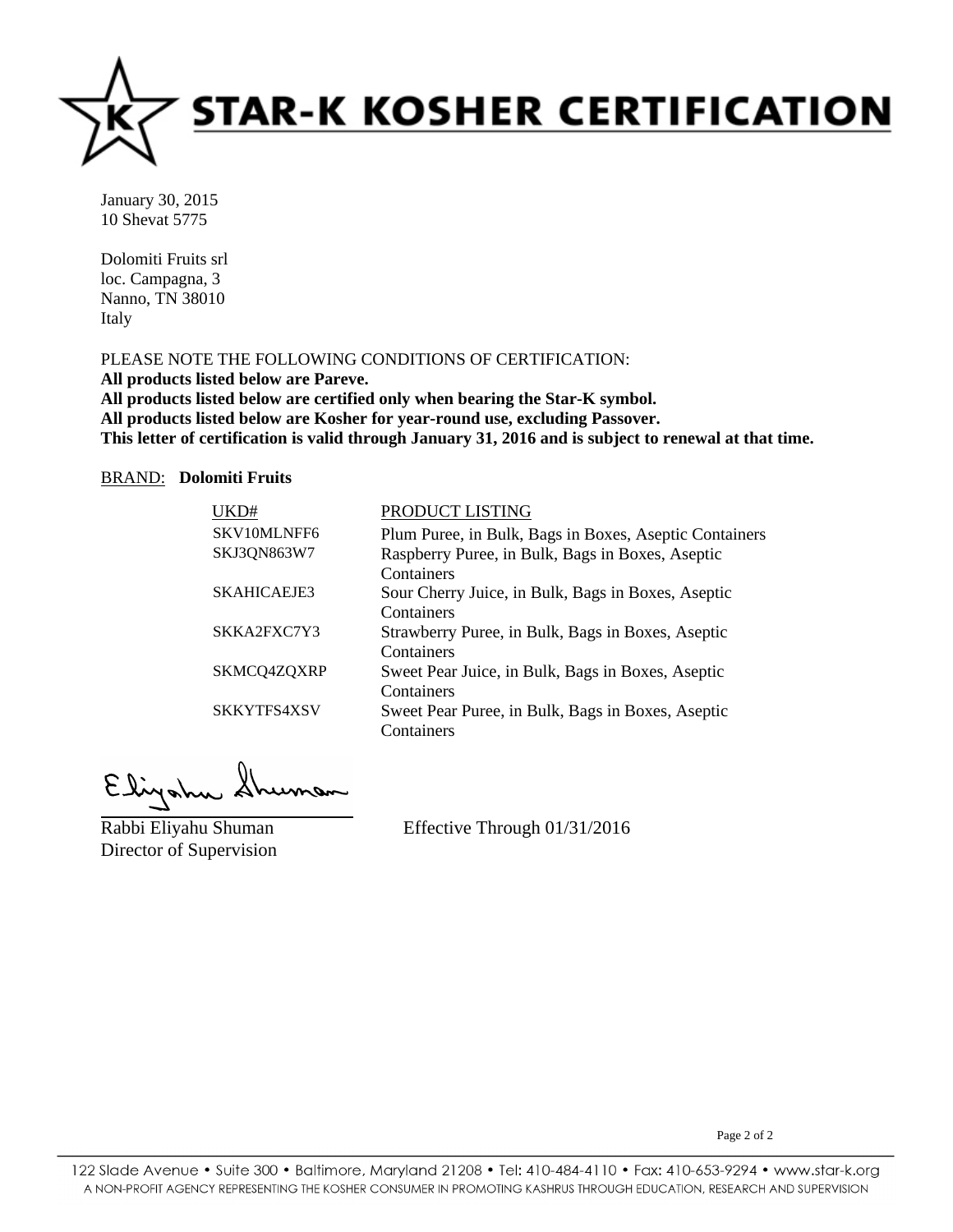# STAR-K KOSHER CERTIFICATION

January 30, 2015
10 Shevat 5775

Dolomiti Fruits srl
loc. Campagna, 3
Nanno, TN 38010
Italy

PLEASE NOTE THE FOLLOWING CONDITIONS OF CERTIFICATION:
**All products listed below are Pareve.**
**All products listed below are certified only when bearing the Star-K symbol.**
**All products listed below are Kosher for year-round use, excluding Passover.**
**This letter of certification is valid through January 31, 2016 and is subject to renewal at that time.**

BRAND: **Dolomiti Fruits**

| UKD# | PRODUCT LISTING |
|---|---|
| SKV10MLNFF6 | Plum Puree, in Bulk, Bags in Boxes, Aseptic Containers |
| SKJ3QN863W7 | Raspberry Puree, in Bulk, Bags in Boxes, Aseptic Containers |
| SKAHICAEJE3 | Sour Cherry Juice, in Bulk, Bags in Boxes, Aseptic Containers |
| SKKA2FXC7Y3 | Strawberry Puree, in Bulk, Bags in Boxes, Aseptic Containers |
| SKMCQ4ZQXRP | Sweet Pear Juice, in Bulk, Bags in Boxes, Aseptic Containers |
| SKKYTFS4XSV | Sweet Pear Puree, in Bulk, Bags in Boxes, Aseptic Containers |

Eliyahu Shuman

Rabbi Eliyahu Shuman
Director of Supervision

Effective Through 01/31/2016

122 Slade Avenue • Suite 300 • Baltimore, Maryland 21208 • Tel: 410-484-4110 • Fax: 410-653-9294 • www.star-k.org
A NON-PROFIT AGENCY REPRESENTING THE KOSHER CONSUMER IN PROMOTING KASHRUS THROUGH EDUCATION, RESEARCH AND SUPERVISION